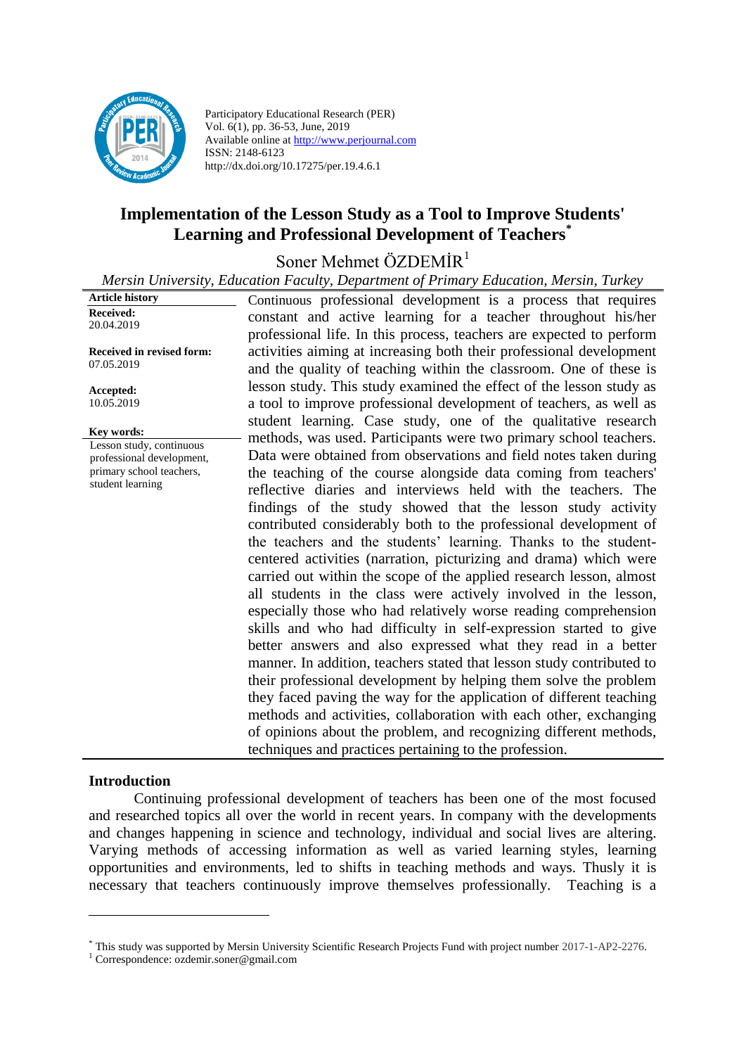Participatory Educational Research (PER)
Vol. 6(1), pp. 36-53, June, 2019
Available online at http://www.perjournal.com
ISSN: 2148-6123
http://dx.doi.org/10.17275/per.19.4.6.1

# Implementation of the Lesson Study as a Tool to Improve Students' Learning and Professional Development of Teachers[*]

Soner Mehmet ÖZDEMİR[1]

*Mersin University, Education Faculty, Department of Primary Education, Mersin, Turkey*

**Article history**
**Received:**
20.04.2019

**Received in revised form:**
07.05.2019

**Accepted:**
10.05.2019

**Key words:**
Lesson study, continuous professional development, primary school teachers, student learning

Continuous professional development is a process that requires constant and active learning for a teacher throughout his/her professional life. In this process, teachers are expected to perform activities aiming at increasing both their professional development and the quality of teaching within the classroom. One of these is lesson study. This study examined the effect of the lesson study as a tool to improve professional development of teachers, as well as student learning. Case study, one of the qualitative research methods, was used. Participants were two primary school teachers. Data were obtained from observations and field notes taken during the teaching of the course alongside data coming from teachers' reflective diaries and interviews held with the teachers. The findings of the study showed that the lesson study activity contributed considerably both to the professional development of the teachers and the students' learning. Thanks to the student-centered activities (narration, picturizing and drama) which were carried out within the scope of the applied research lesson, almost all students in the class were actively involved in the lesson, especially those who had relatively worse reading comprehension skills and who had difficulty in self-expression started to give better answers and also expressed what they read in a better manner. In addition, teachers stated that lesson study contributed to their professional development by helping them solve the problem they faced paving the way for the application of different teaching methods and activities, collaboration with each other, exchanging of opinions about the problem, and recognizing different methods, techniques and practices pertaining to the profession.

## Introduction

Continuing professional development of teachers has been one of the most focused and researched topics all over the world in recent years. In company with the developments and changes happening in science and technology, individual and social lives are altering. Varying methods of accessing information as well as varied learning styles, learning opportunities and environments, led to shifts in teaching methods and ways. Thusly it is necessary that teachers continuously improve themselves professionally. Teaching is a

---

[*] This study was supported by Mersin University Scientific Research Projects Fund with project number 2017-1-AP2-2276.
[1] Correspondence: ozdemir.soner@gmail.com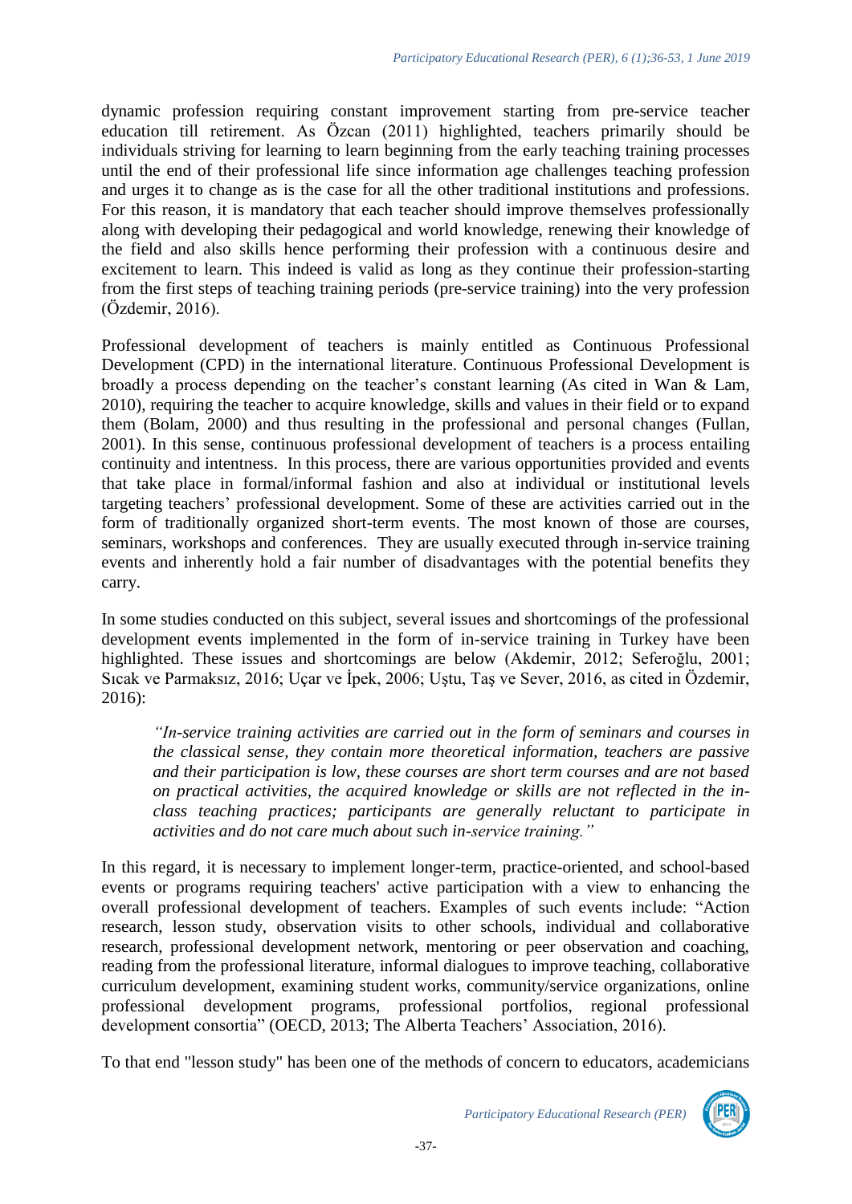dynamic profession requiring constant improvement starting from pre-service teacher education till retirement. As Özcan (2011) highlighted, teachers primarily should be individuals striving for learning to learn beginning from the early teaching training processes until the end of their professional life since information age challenges teaching profession and urges it to change as is the case for all the other traditional institutions and professions. For this reason, it is mandatory that each teacher should improve themselves professionally along with developing their pedagogical and world knowledge, renewing their knowledge of the field and also skills hence performing their profession with a continuous desire and excitement to learn. This indeed is valid as long as they continue their profession-starting from the first steps of teaching training periods (pre-service training) into the very profession (Özdemir, 2016).

Professional development of teachers is mainly entitled as Continuous Professional Development (CPD) in the international literature. Continuous Professional Development is broadly a process depending on the teacher's constant learning (As cited in Wan & Lam, 2010), requiring the teacher to acquire knowledge, skills and values in their field or to expand them (Bolam, 2000) and thus resulting in the professional and personal changes (Fullan, 2001). In this sense, continuous professional development of teachers is a process entailing continuity and intentness. In this process, there are various opportunities provided and events that take place in formal/informal fashion and also at individual or institutional levels targeting teachers' professional development. Some of these are activities carried out in the form of traditionally organized short-term events. The most known of those are courses, seminars, workshops and conferences. They are usually executed through in-service training events and inherently hold a fair number of disadvantages with the potential benefits they carry.

In some studies conducted on this subject, several issues and shortcomings of the professional development events implemented in the form of in-service training in Turkey have been highlighted. These issues and shortcomings are below (Akdemir, 2012; Seferoğlu, 2001; Sıcak ve Parmaksız, 2016; Uçar ve İpek, 2006; Uştu, Taş ve Sever, 2016, as cited in Özdemir, 2016):

> *"In-service training activities are carried out in the form of seminars and courses in the classical sense, they contain more theoretical information, teachers are passive and their participation is low, these courses are short term courses and are not based on practical activities, the acquired knowledge or skills are not reflected in the in-class teaching practices; participants are generally reluctant to participate in activities and do not care much about such in-service training."*

In this regard, it is necessary to implement longer-term, practice-oriented, and school-based events or programs requiring teachers' active participation with a view to enhancing the overall professional development of teachers. Examples of such events include: "Action research, lesson study, observation visits to other schools, individual and collaborative research, professional development network, mentoring or peer observation and coaching, reading from the professional literature, informal dialogues to improve teaching, collaborative curriculum development, examining student works, community/service organizations, online professional development programs, professional portfolios, regional professional development consortia" (OECD, 2013; The Alberta Teachers' Association, 2016).

To that end "lesson study" has been one of the methods of concern to educators, academicians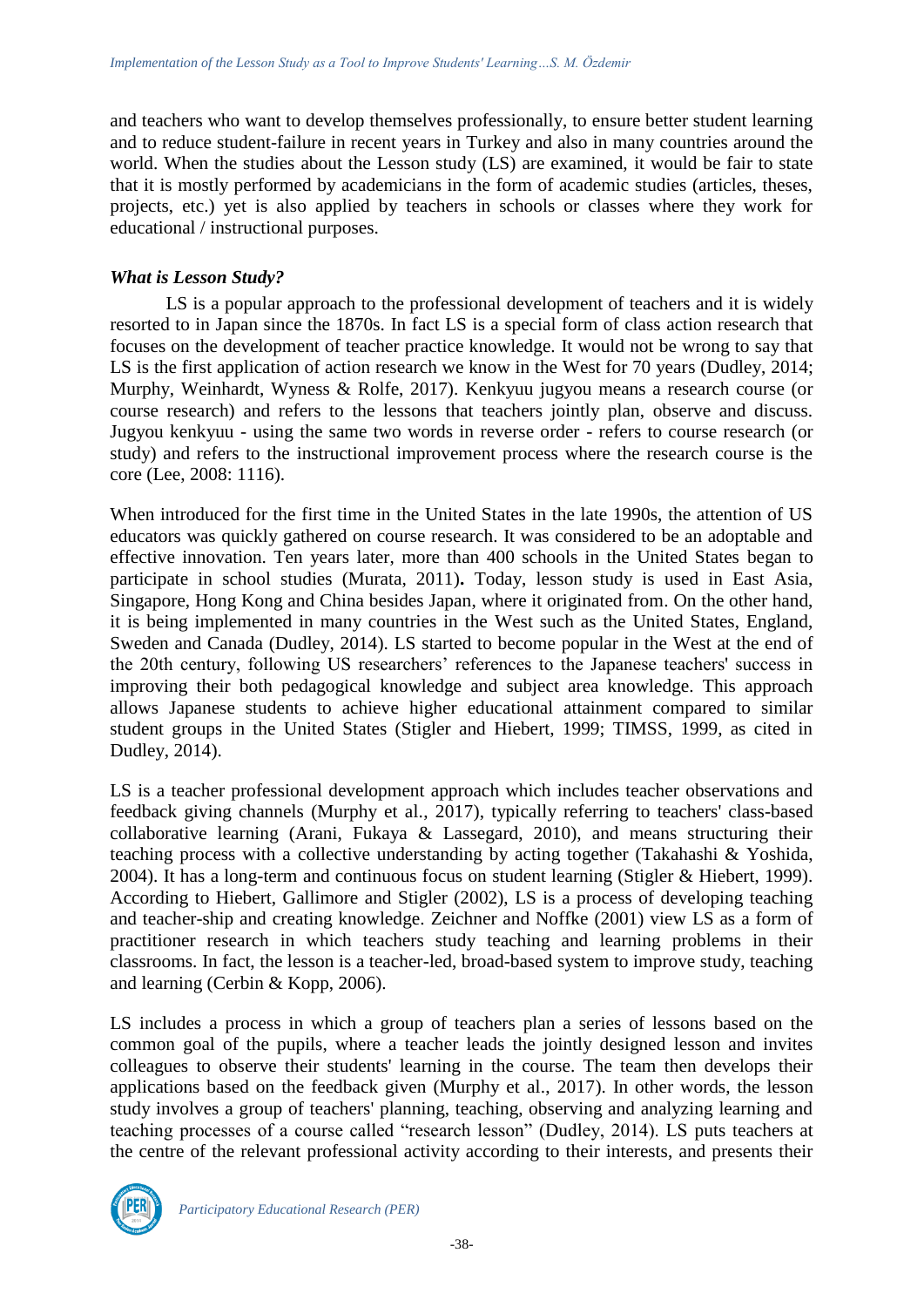and teachers who want to develop themselves professionally, to ensure better student learning and to reduce student-failure in recent years in Turkey and also in many countries around the world. When the studies about the Lesson study (LS) are examined, it would be fair to state that it is mostly performed by academicians in the form of academic studies (articles, theses, projects, etc.) yet is also applied by teachers in schools or classes where they work for educational / instructional purposes.

### *What is Lesson Study?*

LS is a popular approach to the professional development of teachers and it is widely resorted to in Japan since the 1870s. In fact LS is a special form of class action research that focuses on the development of teacher practice knowledge. It would not be wrong to say that LS is the first application of action research we know in the West for 70 years (Dudley, 2014; Murphy, Weinhardt, Wyness & Rolfe, 2017). Kenkyuu jugyou means a research course (or course research) and refers to the lessons that teachers jointly plan, observe and discuss. Jugyou kenkyuu - using the same two words in reverse order - refers to course research (or study) and refers to the instructional improvement process where the research course is the core (Lee, 2008: 1116).

When introduced for the first time in the United States in the late 1990s, the attention of US educators was quickly gathered on course research. It was considered to be an adoptable and effective innovation. Ten years later, more than 400 schools in the United States began to participate in school studies (Murata, 2011). Today, lesson study is used in East Asia, Singapore, Hong Kong and China besides Japan, where it originated from. On the other hand, it is being implemented in many countries in the West such as the United States, England, Sweden and Canada (Dudley, 2014). LS started to become popular in the West at the end of the 20th century, following US researchers' references to the Japanese teachers' success in improving their both pedagogical knowledge and subject area knowledge. This approach allows Japanese students to achieve higher educational attainment compared to similar student groups in the United States (Stigler and Hiebert, 1999; TIMSS, 1999, as cited in Dudley, 2014).

LS is a teacher professional development approach which includes teacher observations and feedback giving channels (Murphy et al., 2017), typically referring to teachers' class-based collaborative learning (Arani, Fukaya & Lassegard, 2010), and means structuring their teaching process with a collective understanding by acting together (Takahashi & Yoshida, 2004). It has a long-term and continuous focus on student learning (Stigler & Hiebert, 1999). According to Hiebert, Gallimore and Stigler (2002), LS is a process of developing teaching and teacher-ship and creating knowledge. Zeichner and Noffke (2001) view LS as a form of practitioner research in which teachers study teaching and learning problems in their classrooms. In fact, the lesson is a teacher-led, broad-based system to improve study, teaching and learning (Cerbin & Kopp, 2006).

LS includes a process in which a group of teachers plan a series of lessons based on the common goal of the pupils, where a teacher leads the jointly designed lesson and invites colleagues to observe their students' learning in the course. The team then develops their applications based on the feedback given (Murphy et al., 2017). In other words, the lesson study involves a group of teachers' planning, teaching, observing and analyzing learning and teaching processes of a course called "research lesson" (Dudley, 2014). LS puts teachers at the centre of the relevant professional activity according to their interests, and presents their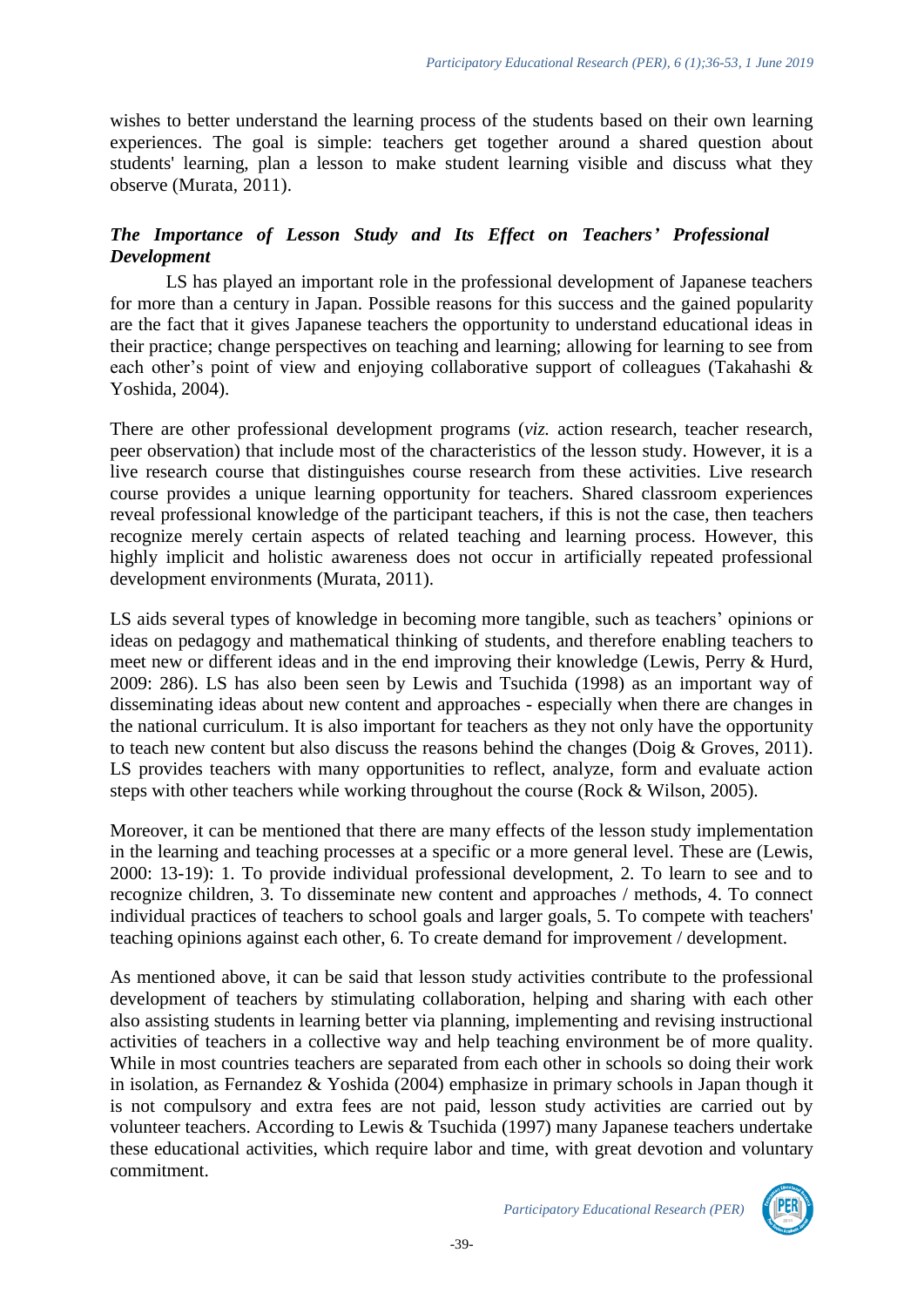wishes to better understand the learning process of the students based on their own learning experiences. The goal is simple: teachers get together around a shared question about students' learning, plan a lesson to make student learning visible and discuss what they observe (Murata, 2011).

### *The Importance of Lesson Study and Its Effect on Teachers' Professional Development*

LS has played an important role in the professional development of Japanese teachers for more than a century in Japan. Possible reasons for this success and the gained popularity are the fact that it gives Japanese teachers the opportunity to understand educational ideas in their practice; change perspectives on teaching and learning; allowing for learning to see from each other's point of view and enjoying collaborative support of colleagues (Takahashi & Yoshida, 2004).

There are other professional development programs (*viz.* action research, teacher research, peer observation) that include most of the characteristics of the lesson study. However, it is a live research course that distinguishes course research from these activities. Live research course provides a unique learning opportunity for teachers. Shared classroom experiences reveal professional knowledge of the participant teachers, if this is not the case, then teachers recognize merely certain aspects of related teaching and learning process. However, this highly implicit and holistic awareness does not occur in artificially repeated professional development environments (Murata, 2011).

LS aids several types of knowledge in becoming more tangible, such as teachers' opinions or ideas on pedagogy and mathematical thinking of students, and therefore enabling teachers to meet new or different ideas and in the end improving their knowledge (Lewis, Perry & Hurd, 2009: 286). LS has also been seen by Lewis and Tsuchida (1998) as an important way of disseminating ideas about new content and approaches - especially when there are changes in the national curriculum. It is also important for teachers as they not only have the opportunity to teach new content but also discuss the reasons behind the changes (Doig & Groves, 2011). LS provides teachers with many opportunities to reflect, analyze, form and evaluate action steps with other teachers while working throughout the course (Rock & Wilson, 2005).

Moreover, it can be mentioned that there are many effects of the lesson study implementation in the learning and teaching processes at a specific or a more general level. These are (Lewis, 2000: 13-19): 1. To provide individual professional development, 2. To learn to see and to recognize children, 3. To disseminate new content and approaches / methods, 4. To connect individual practices of teachers to school goals and larger goals, 5. To compete with teachers' teaching opinions against each other, 6. To create demand for improvement / development.

As mentioned above, it can be said that lesson study activities contribute to the professional development of teachers by stimulating collaboration, helping and sharing with each other also assisting students in learning better via planning, implementing and revising instructional activities of teachers in a collective way and help teaching environment be of more quality. While in most countries teachers are separated from each other in schools so doing their work in isolation, as Fernandez & Yoshida (2004) emphasize in primary schools in Japan though it is not compulsory and extra fees are not paid, lesson study activities are carried out by volunteer teachers. According to Lewis & Tsuchida (1997) many Japanese teachers undertake these educational activities, which require labor and time, with great devotion and voluntary commitment.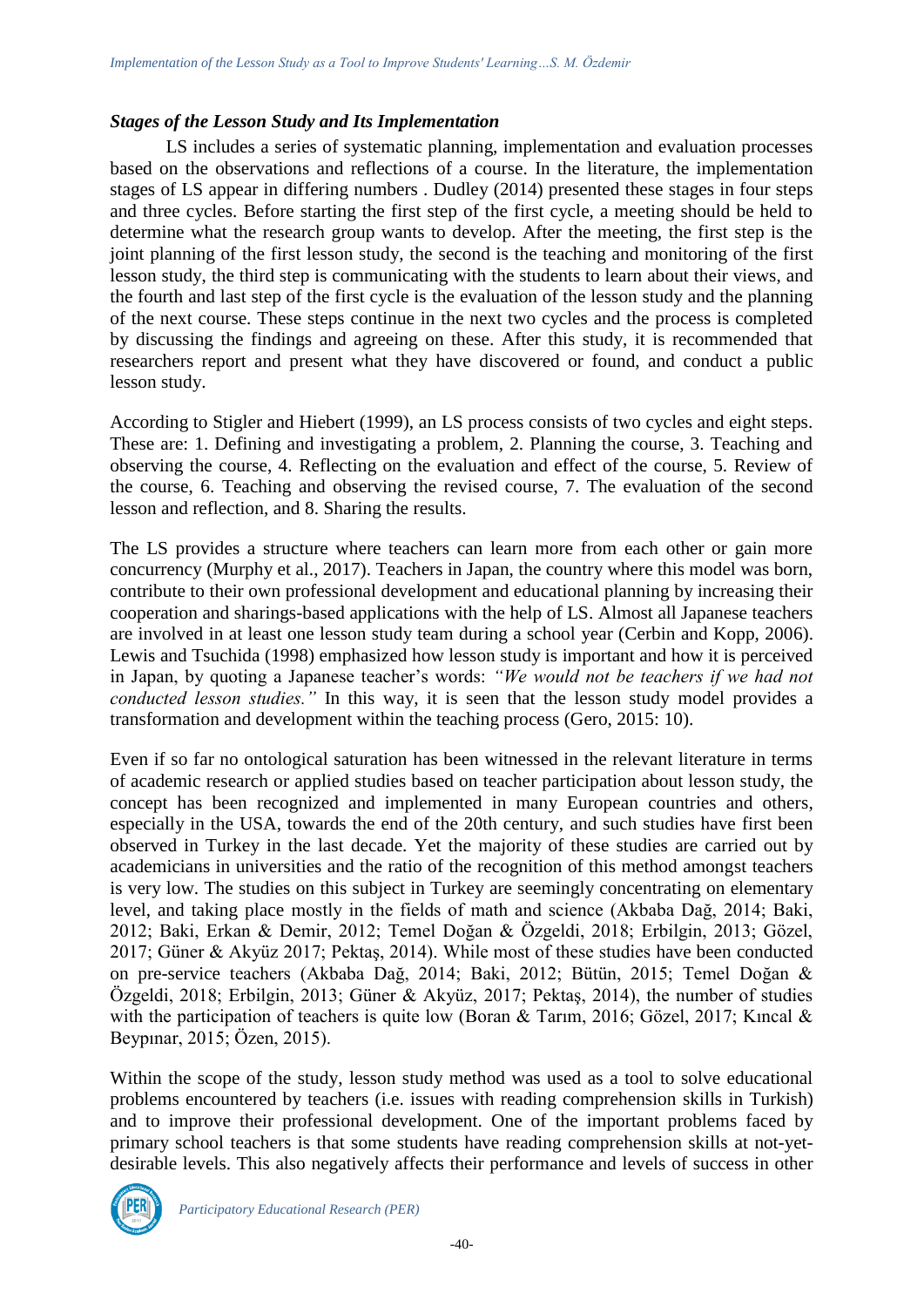### *Stages of the Lesson Study and Its Implementation*

LS includes a series of systematic planning, implementation and evaluation processes based on the observations and reflections of a course. In the literature, the implementation stages of LS appear in differing numbers . Dudley (2014) presented these stages in four steps and three cycles. Before starting the first step of the first cycle, a meeting should be held to determine what the research group wants to develop. After the meeting, the first step is the joint planning of the first lesson study, the second is the teaching and monitoring of the first lesson study, the third step is communicating with the students to learn about their views, and the fourth and last step of the first cycle is the evaluation of the lesson study and the planning of the next course. These steps continue in the next two cycles and the process is completed by discussing the findings and agreeing on these. After this study, it is recommended that researchers report and present what they have discovered or found, and conduct a public lesson study.

According to Stigler and Hiebert (1999), an LS process consists of two cycles and eight steps. These are: 1. Defining and investigating a problem, 2. Planning the course, 3. Teaching and observing the course, 4. Reflecting on the evaluation and effect of the course, 5. Review of the course, 6. Teaching and observing the revised course, 7. The evaluation of the second lesson and reflection, and 8. Sharing the results.

The LS provides a structure where teachers can learn more from each other or gain more concurrency (Murphy et al., 2017). Teachers in Japan, the country where this model was born, contribute to their own professional development and educational planning by increasing their cooperation and sharings-based applications with the help of LS. Almost all Japanese teachers are involved in at least one lesson study team during a school year (Cerbin and Kopp, 2006). Lewis and Tsuchida (1998) emphasized how lesson study is important and how it is perceived in Japan, by quoting a Japanese teacher's words: *"We would not be teachers if we had not conducted lesson studies."* In this way, it is seen that the lesson study model provides a transformation and development within the teaching process (Gero, 2015: 10).

Even if so far no ontological saturation has been witnessed in the relevant literature in terms of academic research or applied studies based on teacher participation about lesson study, the concept has been recognized and implemented in many European countries and others, especially in the USA, towards the end of the 20th century, and such studies have first been observed in Turkey in the last decade. Yet the majority of these studies are carried out by academicians in universities and the ratio of the recognition of this method amongst teachers is very low. The studies on this subject in Turkey are seemingly concentrating on elementary level, and taking place mostly in the fields of math and science (Akbaba Dağ, 2014; Baki, 2012; Baki, Erkan & Demir, 2012; Temel Doğan & Özgeldi, 2018; Erbilgin, 2013; Gözel, 2017; Güner & Akyüz 2017; Pektaş, 2014). While most of these studies have been conducted on pre-service teachers (Akbaba Dağ, 2014; Baki, 2012; Bütün, 2015; Temel Doğan & Özgeldi, 2018; Erbilgin, 2013; Güner & Akyüz, 2017; Pektaş, 2014), the number of studies with the participation of teachers is quite low (Boran & Tarım, 2016; Gözel, 2017; Kıncal & Beypınar, 2015; Özen, 2015).

Within the scope of the study, lesson study method was used as a tool to solve educational problems encountered by teachers (i.e. issues with reading comprehension skills in Turkish) and to improve their professional development. One of the important problems faced by primary school teachers is that some students have reading comprehension skills at not-yet-desirable levels. This also negatively affects their performance and levels of success in other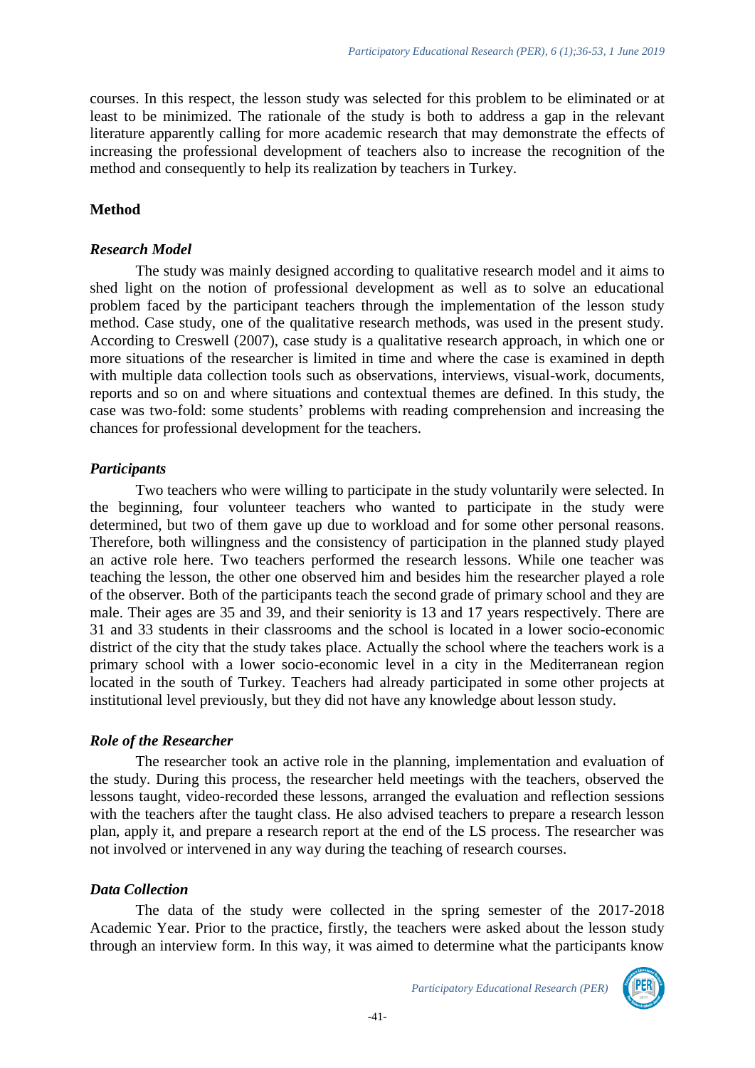courses. In this respect, the lesson study was selected for this problem to be eliminated or at least to be minimized. The rationale of the study is both to address a gap in the relevant literature apparently calling for more academic research that may demonstrate the effects of increasing the professional development of teachers also to increase the recognition of the method and consequently to help its realization by teachers in Turkey.

## Method

### *Research Model*

The study was mainly designed according to qualitative research model and it aims to shed light on the notion of professional development as well as to solve an educational problem faced by the participant teachers through the implementation of the lesson study method. Case study, one of the qualitative research methods, was used in the present study. According to Creswell (2007), case study is a qualitative research approach, in which one or more situations of the researcher is limited in time and where the case is examined in depth with multiple data collection tools such as observations, interviews, visual-work, documents, reports and so on and where situations and contextual themes are defined. In this study, the case was two-fold: some students' problems with reading comprehension and increasing the chances for professional development for the teachers.

### *Participants*

Two teachers who were willing to participate in the study voluntarily were selected. In the beginning, four volunteer teachers who wanted to participate in the study were determined, but two of them gave up due to workload and for some other personal reasons. Therefore, both willingness and the consistency of participation in the planned study played an active role here. Two teachers performed the research lessons. While one teacher was teaching the lesson, the other one observed him and besides him the researcher played a role of the observer. Both of the participants teach the second grade of primary school and they are male. Their ages are 35 and 39, and their seniority is 13 and 17 years respectively. There are 31 and 33 students in their classrooms and the school is located in a lower socio-economic district of the city that the study takes place. Actually the school where the teachers work is a primary school with a lower socio-economic level in a city in the Mediterranean region located in the south of Turkey. Teachers had already participated in some other projects at institutional level previously, but they did not have any knowledge about lesson study.

### *Role of the Researcher*

The researcher took an active role in the planning, implementation and evaluation of the study. During this process, the researcher held meetings with the teachers, observed the lessons taught, video-recorded these lessons, arranged the evaluation and reflection sessions with the teachers after the taught class. He also advised teachers to prepare a research lesson plan, apply it, and prepare a research report at the end of the LS process. The researcher was not involved or intervened in any way during the teaching of research courses.

### *Data Collection*

The data of the study were collected in the spring semester of the 2017-2018 Academic Year. Prior to the practice, firstly, the teachers were asked about the lesson study through an interview form. In this way, it was aimed to determine what the participants know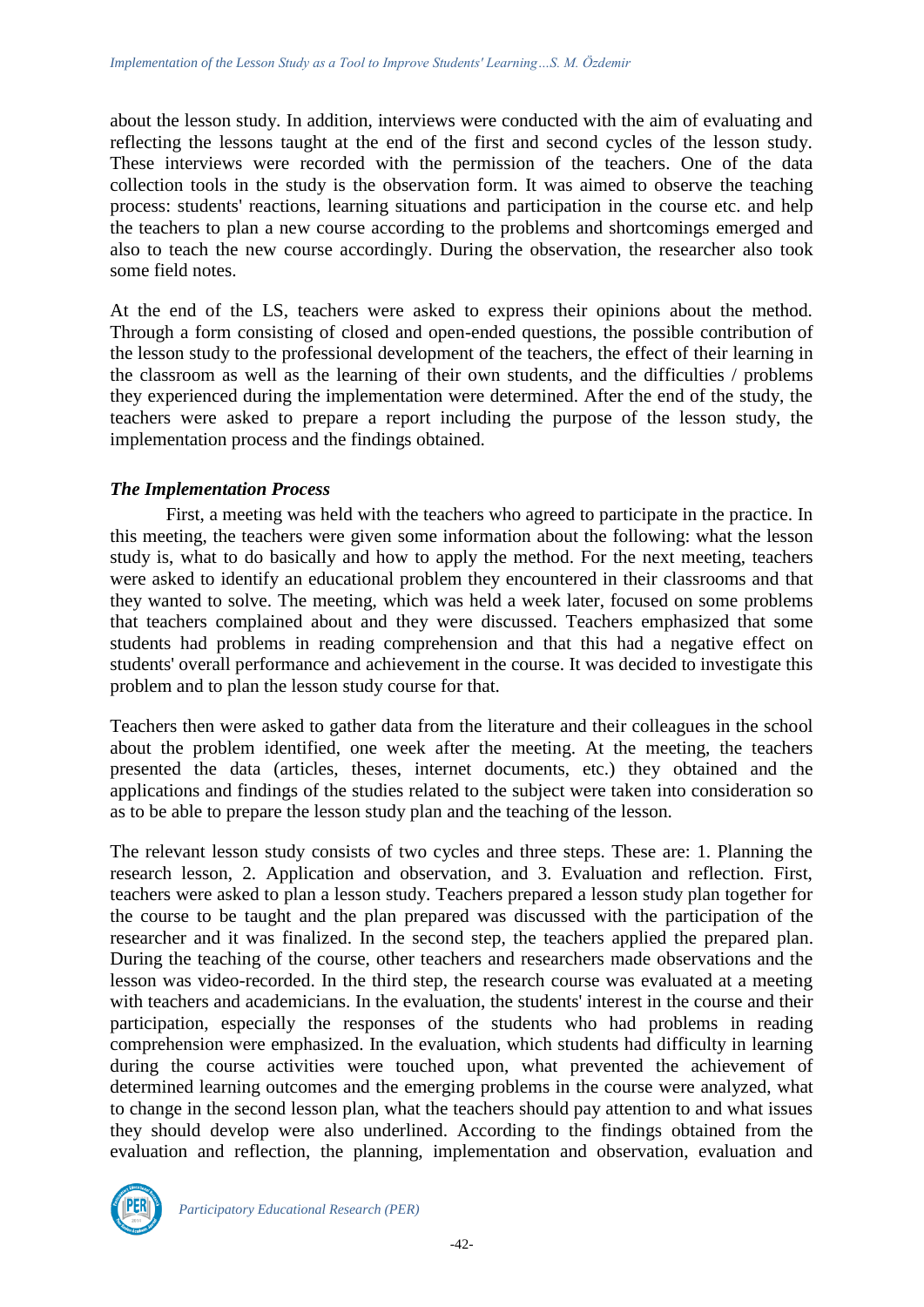about the lesson study. In addition, interviews were conducted with the aim of evaluating and reflecting the lessons taught at the end of the first and second cycles of the lesson study. These interviews were recorded with the permission of the teachers. One of the data collection tools in the study is the observation form. It was aimed to observe the teaching process: students' reactions, learning situations and participation in the course etc. and help the teachers to plan a new course according to the problems and shortcomings emerged and also to teach the new course accordingly. During the observation, the researcher also took some field notes.

At the end of the LS, teachers were asked to express their opinions about the method. Through a form consisting of closed and open-ended questions, the possible contribution of the lesson study to the professional development of the teachers, the effect of their learning in the classroom as well as the learning of their own students, and the difficulties / problems they experienced during the implementation were determined. After the end of the study, the teachers were asked to prepare a report including the purpose of the lesson study, the implementation process and the findings obtained.

### *The Implementation Process*

First, a meeting was held with the teachers who agreed to participate in the practice. In this meeting, the teachers were given some information about the following: what the lesson study is, what to do basically and how to apply the method. For the next meeting, teachers were asked to identify an educational problem they encountered in their classrooms and that they wanted to solve. The meeting, which was held a week later, focused on some problems that teachers complained about and they were discussed. Teachers emphasized that some students had problems in reading comprehension and that this had a negative effect on students' overall performance and achievement in the course. It was decided to investigate this problem and to plan the lesson study course for that.

Teachers then were asked to gather data from the literature and their colleagues in the school about the problem identified, one week after the meeting. At the meeting, the teachers presented the data (articles, theses, internet documents, etc.) they obtained and the applications and findings of the studies related to the subject were taken into consideration so as to be able to prepare the lesson study plan and the teaching of the lesson.

The relevant lesson study consists of two cycles and three steps. These are: 1. Planning the research lesson, 2. Application and observation, and 3. Evaluation and reflection. First, teachers were asked to plan a lesson study. Teachers prepared a lesson study plan together for the course to be taught and the plan prepared was discussed with the participation of the researcher and it was finalized. In the second step, the teachers applied the prepared plan. During the teaching of the course, other teachers and researchers made observations and the lesson was video-recorded. In the third step, the research course was evaluated at a meeting with teachers and academicians. In the evaluation, the students' interest in the course and their participation, especially the responses of the students who had problems in reading comprehension were emphasized. In the evaluation, which students had difficulty in learning during the course activities were touched upon, what prevented the achievement of determined learning outcomes and the emerging problems in the course were analyzed, what to change in the second lesson plan, what the teachers should pay attention to and what issues they should develop were also underlined. According to the findings obtained from the evaluation and reflection, the planning, implementation and observation, evaluation and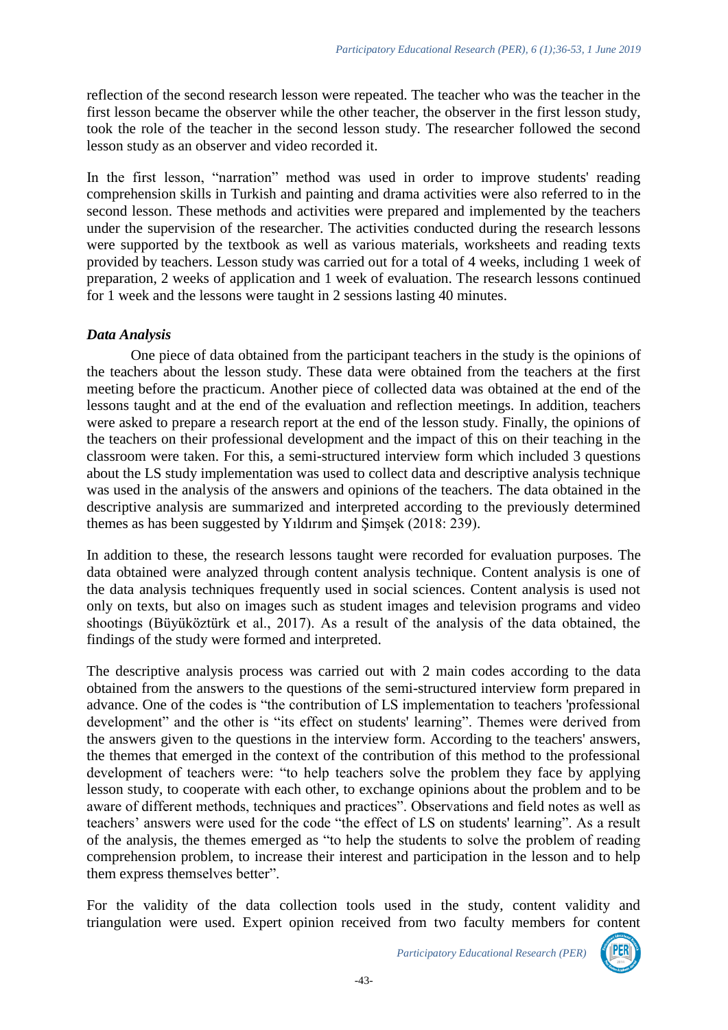reflection of the second research lesson were repeated. The teacher who was the teacher in the first lesson became the observer while the other teacher, the observer in the first lesson study, took the role of the teacher in the second lesson study. The researcher followed the second lesson study as an observer and video recorded it.

In the first lesson, "narration" method was used in order to improve students' reading comprehension skills in Turkish and painting and drama activities were also referred to in the second lesson. These methods and activities were prepared and implemented by the teachers under the supervision of the researcher. The activities conducted during the research lessons were supported by the textbook as well as various materials, worksheets and reading texts provided by teachers. Lesson study was carried out for a total of 4 weeks, including 1 week of preparation, 2 weeks of application and 1 week of evaluation. The research lessons continued for 1 week and the lessons were taught in 2 sessions lasting 40 minutes.

### *Data Analysis*

One piece of data obtained from the participant teachers in the study is the opinions of the teachers about the lesson study. These data were obtained from the teachers at the first meeting before the practicum. Another piece of collected data was obtained at the end of the lessons taught and at the end of the evaluation and reflection meetings. In addition, teachers were asked to prepare a research report at the end of the lesson study. Finally, the opinions of the teachers on their professional development and the impact of this on their teaching in the classroom were taken. For this, a semi-structured interview form which included 3 questions about the LS study implementation was used to collect data and descriptive analysis technique was used in the analysis of the answers and opinions of the teachers. The data obtained in the descriptive analysis are summarized and interpreted according to the previously determined themes as has been suggested by Yıldırım and Şimşek (2018: 239).

In addition to these, the research lessons taught were recorded for evaluation purposes. The data obtained were analyzed through content analysis technique. Content analysis is one of the data analysis techniques frequently used in social sciences. Content analysis is used not only on texts, but also on images such as student images and television programs and video shootings (Büyüköztürk et al., 2017). As a result of the analysis of the data obtained, the findings of the study were formed and interpreted.

The descriptive analysis process was carried out with 2 main codes according to the data obtained from the answers to the questions of the semi-structured interview form prepared in advance. One of the codes is "the contribution of LS implementation to teachers 'professional development" and the other is "its effect on students' learning". Themes were derived from the answers given to the questions in the interview form. According to the teachers' answers, the themes that emerged in the context of the contribution of this method to the professional development of teachers were: "to help teachers solve the problem they face by applying lesson study, to cooperate with each other, to exchange opinions about the problem and to be aware of different methods, techniques and practices". Observations and field notes as well as teachers' answers were used for the code "the effect of LS on students' learning". As a result of the analysis, the themes emerged as "to help the students to solve the problem of reading comprehension problem, to increase their interest and participation in the lesson and to help them express themselves better".

For the validity of the data collection tools used in the study, content validity and triangulation were used. Expert opinion received from two faculty members for content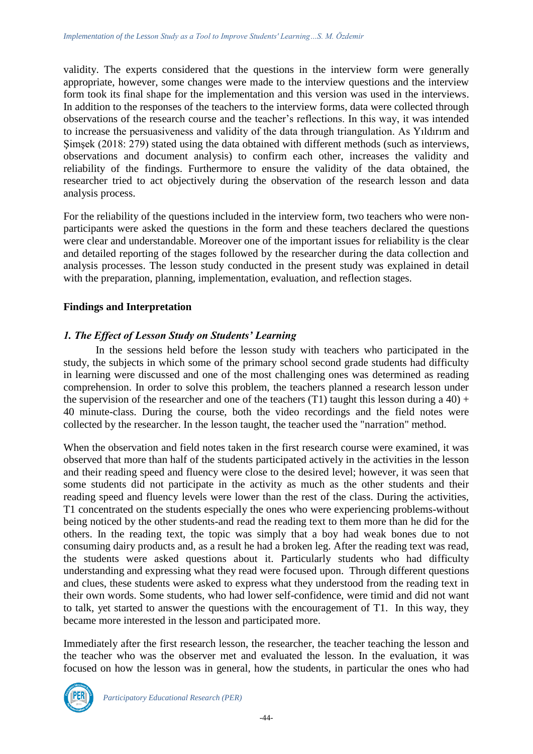validity. The experts considered that the questions in the interview form were generally appropriate, however, some changes were made to the interview questions and the interview form took its final shape for the implementation and this version was used in the interviews. In addition to the responses of the teachers to the interview forms, data were collected through observations of the research course and the teacher's reflections. In this way, it was intended to increase the persuasiveness and validity of the data through triangulation. As Yıldırım and Şimşek (2018: 279) stated using the data obtained with different methods (such as interviews, observations and document analysis) to confirm each other, increases the validity and reliability of the findings. Furthermore to ensure the validity of the data obtained, the researcher tried to act objectively during the observation of the research lesson and data analysis process.

For the reliability of the questions included in the interview form, two teachers who were non-participants were asked the questions in the form and these teachers declared the questions were clear and understandable. Moreover one of the important issues for reliability is the clear and detailed reporting of the stages followed by the researcher during the data collection and analysis processes. The lesson study conducted in the present study was explained in detail with the preparation, planning, implementation, evaluation, and reflection stages.

## Findings and Interpretation

### *1. The Effect of Lesson Study on Students' Learning*

In the sessions held before the lesson study with teachers who participated in the study, the subjects in which some of the primary school second grade students had difficulty in learning were discussed and one of the most challenging ones was determined as reading comprehension. In order to solve this problem, the teachers planned a research lesson under the supervision of the researcher and one of the teachers (T1) taught this lesson during a 40) + 40 minute-class. During the course, both the video recordings and the field notes were collected by the researcher. In the lesson taught, the teacher used the "narration" method.

When the observation and field notes taken in the first research course were examined, it was observed that more than half of the students participated actively in the activities in the lesson and their reading speed and fluency were close to the desired level; however, it was seen that some students did not participate in the activity as much as the other students and their reading speed and fluency levels were lower than the rest of the class. During the activities, T1 concentrated on the students especially the ones who were experiencing problems-without being noticed by the other students-and read the reading text to them more than he did for the others. In the reading text, the topic was simply that a boy had weak bones due to not consuming dairy products and, as a result he had a broken leg. After the reading text was read, the students were asked questions about it. Particularly students who had difficulty understanding and expressing what they read were focused upon. Through different questions and clues, these students were asked to express what they understood from the reading text in their own words. Some students, who had lower self-confidence, were timid and did not want to talk, yet started to answer the questions with the encouragement of T1. In this way, they became more interested in the lesson and participated more.

Immediately after the first research lesson, the researcher, the teacher teaching the lesson and the teacher who was the observer met and evaluated the lesson. In the evaluation, it was focused on how the lesson was in general, how the students, in particular the ones who had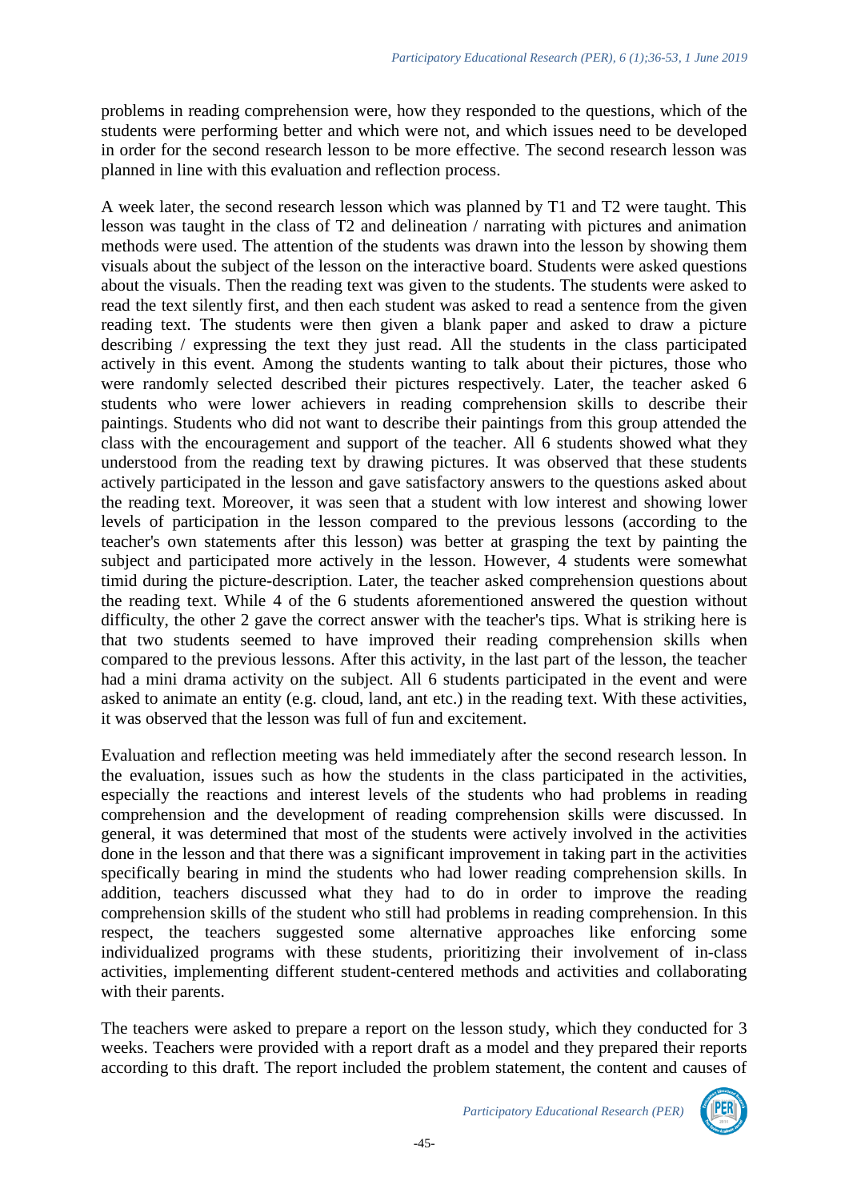problems in reading comprehension were, how they responded to the questions, which of the students were performing better and which were not, and which issues need to be developed in order for the second research lesson to be more effective. The second research lesson was planned in line with this evaluation and reflection process.

A week later, the second research lesson which was planned by T1 and T2 were taught. This lesson was taught in the class of T2 and delineation / narrating with pictures and animation methods were used. The attention of the students was drawn into the lesson by showing them visuals about the subject of the lesson on the interactive board. Students were asked questions about the visuals. Then the reading text was given to the students. The students were asked to read the text silently first, and then each student was asked to read a sentence from the given reading text. The students were then given a blank paper and asked to draw a picture describing / expressing the text they just read. All the students in the class participated actively in this event. Among the students wanting to talk about their pictures, those who were randomly selected described their pictures respectively. Later, the teacher asked 6 students who were lower achievers in reading comprehension skills to describe their paintings. Students who did not want to describe their paintings from this group attended the class with the encouragement and support of the teacher. All 6 students showed what they understood from the reading text by drawing pictures. It was observed that these students actively participated in the lesson and gave satisfactory answers to the questions asked about the reading text. Moreover, it was seen that a student with low interest and showing lower levels of participation in the lesson compared to the previous lessons (according to the teacher's own statements after this lesson) was better at grasping the text by painting the subject and participated more actively in the lesson. However, 4 students were somewhat timid during the picture-description. Later, the teacher asked comprehension questions about the reading text. While 4 of the 6 students aforementioned answered the question without difficulty, the other 2 gave the correct answer with the teacher's tips. What is striking here is that two students seemed to have improved their reading comprehension skills when compared to the previous lessons. After this activity, in the last part of the lesson, the teacher had a mini drama activity on the subject. All 6 students participated in the event and were asked to animate an entity (e.g. cloud, land, ant etc.) in the reading text. With these activities, it was observed that the lesson was full of fun and excitement.

Evaluation and reflection meeting was held immediately after the second research lesson. In the evaluation, issues such as how the students in the class participated in the activities, especially the reactions and interest levels of the students who had problems in reading comprehension and the development of reading comprehension skills were discussed. In general, it was determined that most of the students were actively involved in the activities done in the lesson and that there was a significant improvement in taking part in the activities specifically bearing in mind the students who had lower reading comprehension skills. In addition, teachers discussed what they had to do in order to improve the reading comprehension skills of the student who still had problems in reading comprehension. In this respect, the teachers suggested some alternative approaches like enforcing some individualized programs with these students, prioritizing their involvement of in-class activities, implementing different student-centered methods and activities and collaborating with their parents.

The teachers were asked to prepare a report on the lesson study, which they conducted for 3 weeks. Teachers were provided with a report draft as a model and they prepared their reports according to this draft. The report included the problem statement, the content and causes of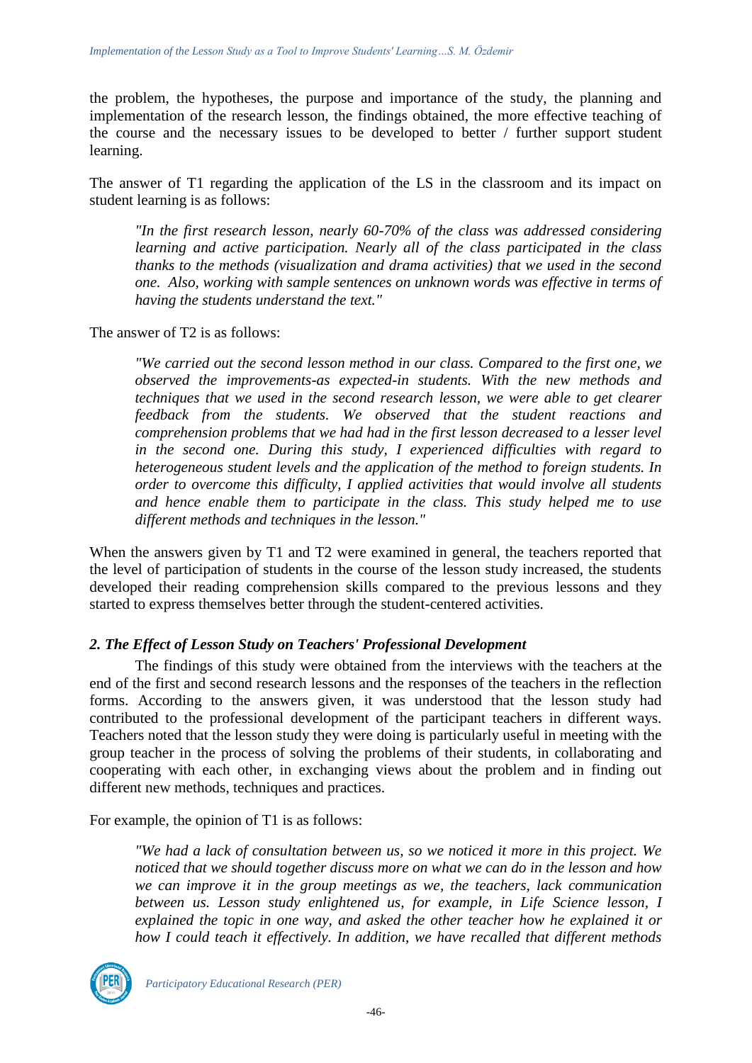the problem, the hypotheses, the purpose and importance of the study, the planning and implementation of the research lesson, the findings obtained, the more effective teaching of the course and the necessary issues to be developed to better / further support student learning.

The answer of T1 regarding the application of the LS in the classroom and its impact on student learning is as follows:

> *"In the first research lesson, nearly 60-70% of the class was addressed considering learning and active participation. Nearly all of the class participated in the class thanks to the methods (visualization and drama activities) that we used in the second one. Also, working with sample sentences on unknown words was effective in terms of having the students understand the text."*

The answer of T2 is as follows:

> *"We carried out the second lesson method in our class. Compared to the first one, we observed the improvements-as expected-in students. With the new methods and techniques that we used in the second research lesson, we were able to get clearer feedback from the students. We observed that the student reactions and comprehension problems that we had had in the first lesson decreased to a lesser level in the second one. During this study, I experienced difficulties with regard to heterogeneous student levels and the application of the method to foreign students. In order to overcome this difficulty, I applied activities that would involve all students and hence enable them to participate in the class. This study helped me to use different methods and techniques in the lesson."*

When the answers given by T1 and T2 were examined in general, the teachers reported that the level of participation of students in the course of the lesson study increased, the students developed their reading comprehension skills compared to the previous lessons and they started to express themselves better through the student-centered activities.

### *2. The Effect of Lesson Study on Teachers' Professional Development*

The findings of this study were obtained from the interviews with the teachers at the end of the first and second research lessons and the responses of the teachers in the reflection forms. According to the answers given, it was understood that the lesson study had contributed to the professional development of the participant teachers in different ways. Teachers noted that the lesson study they were doing is particularly useful in meeting with the group teacher in the process of solving the problems of their students, in collaborating and cooperating with each other, in exchanging views about the problem and in finding out different new methods, techniques and practices.

For example, the opinion of T1 is as follows:

> *"We had a lack of consultation between us, so we noticed it more in this project. We noticed that we should together discuss more on what we can do in the lesson and how we can improve it in the group meetings as we, the teachers, lack communication between us. Lesson study enlightened us, for example, in Life Science lesson, I explained the topic in one way, and asked the other teacher how he explained it or how I could teach it effectively. In addition, we have recalled that different methods*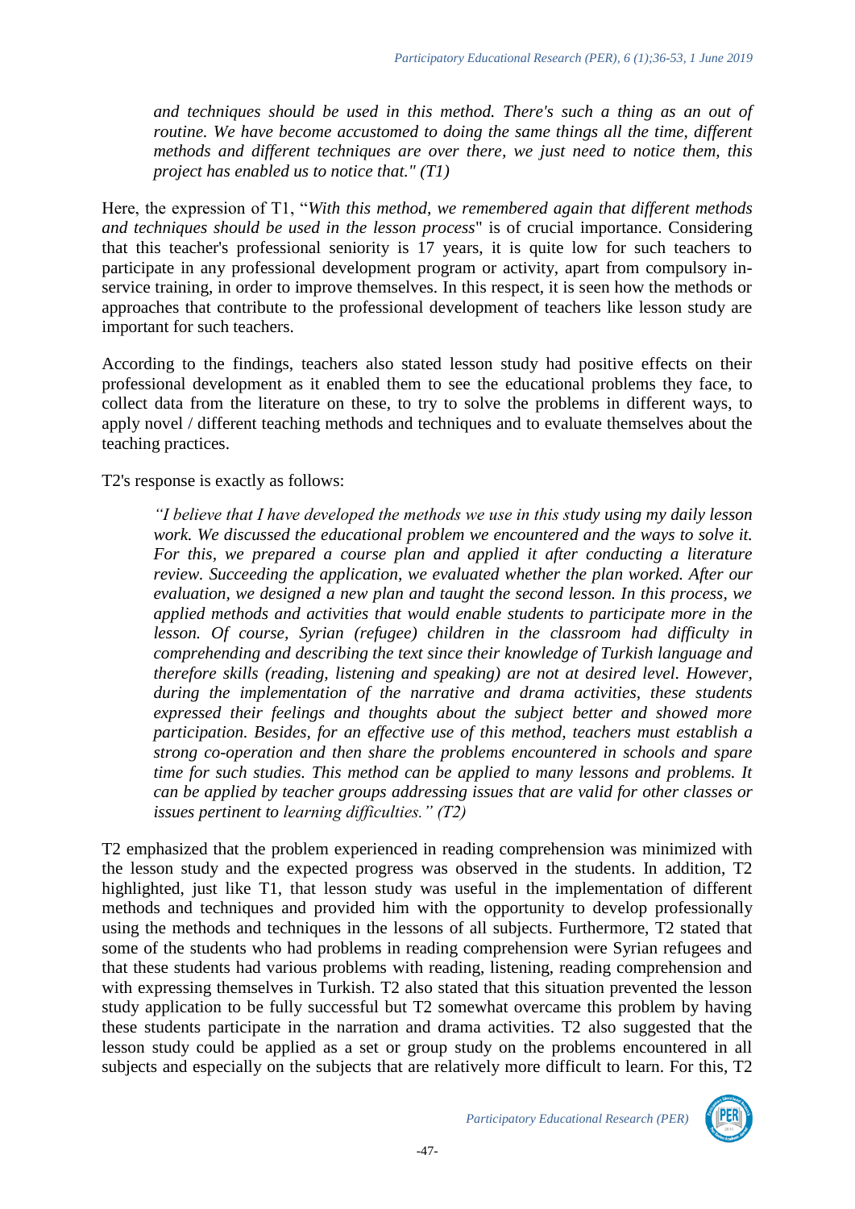*and techniques should be used in this method. There's such a thing as an out of routine. We have become accustomed to doing the same things all the time, different methods and different techniques are over there, we just need to notice them, this project has enabled us to notice that." (T1)*

Here, the expression of T1, "*With this method, we remembered again that different methods and techniques should be used in the lesson process*" is of crucial importance. Considering that this teacher's professional seniority is 17 years, it is quite low for such teachers to participate in any professional development program or activity, apart from compulsory in-service training, in order to improve themselves. In this respect, it is seen how the methods or approaches that contribute to the professional development of teachers like lesson study are important for such teachers.

According to the findings, teachers also stated lesson study had positive effects on their professional development as it enabled them to see the educational problems they face, to collect data from the literature on these, to try to solve the problems in different ways, to apply novel / different teaching methods and techniques and to evaluate themselves about the teaching practices.

T2's response is exactly as follows:

*"I believe that I have developed the methods we use in this study using my daily lesson work. We discussed the educational problem we encountered and the ways to solve it. For this, we prepared a course plan and applied it after conducting a literature review. Succeeding the application, we evaluated whether the plan worked. After our evaluation, we designed a new plan and taught the second lesson. In this process, we applied methods and activities that would enable students to participate more in the lesson. Of course, Syrian (refugee) children in the classroom had difficulty in comprehending and describing the text since their knowledge of Turkish language and therefore skills (reading, listening and speaking) are not at desired level. However, during the implementation of the narrative and drama activities, these students expressed their feelings and thoughts about the subject better and showed more participation. Besides, for an effective use of this method, teachers must establish a strong co-operation and then share the problems encountered in schools and spare time for such studies. This method can be applied to many lessons and problems. It can be applied by teacher groups addressing issues that are valid for other classes or issues pertinent to learning difficulties." (T2)*

T2 emphasized that the problem experienced in reading comprehension was minimized with the lesson study and the expected progress was observed in the students. In addition, T2 highlighted, just like T1, that lesson study was useful in the implementation of different methods and techniques and provided him with the opportunity to develop professionally using the methods and techniques in the lessons of all subjects. Furthermore, T2 stated that some of the students who had problems in reading comprehension were Syrian refugees and that these students had various problems with reading, listening, reading comprehension and with expressing themselves in Turkish. T2 also stated that this situation prevented the lesson study application to be fully successful but T2 somewhat overcame this problem by having these students participate in the narration and drama activities. T2 also suggested that the lesson study could be applied as a set or group study on the problems encountered in all subjects and especially on the subjects that are relatively more difficult to learn. For this, T2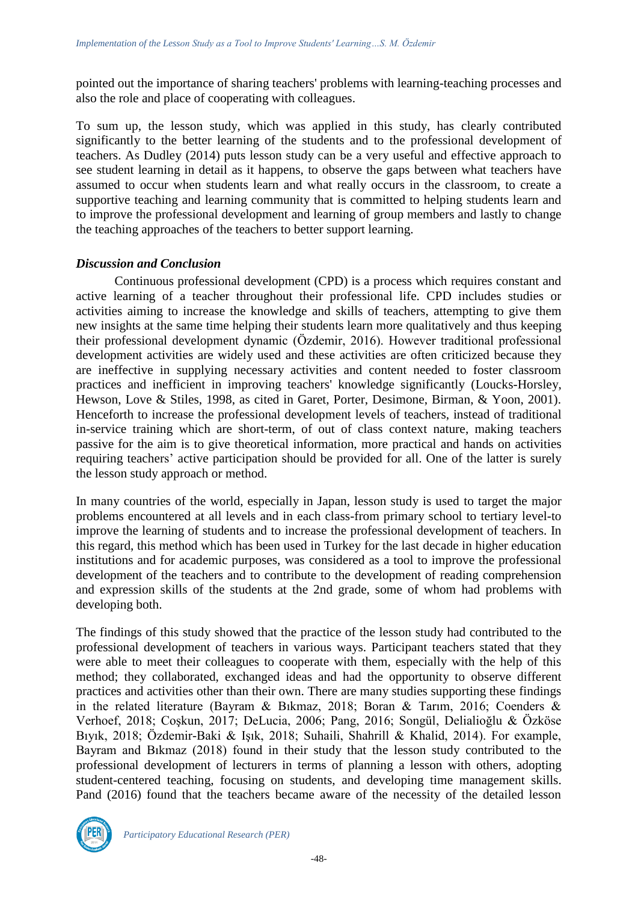pointed out the importance of sharing teachers' problems with learning-teaching processes and also the role and place of cooperating with colleagues.

To sum up, the lesson study, which was applied in this study, has clearly contributed significantly to the better learning of the students and to the professional development of teachers. As Dudley (2014) puts lesson study can be a very useful and effective approach to see student learning in detail as it happens, to observe the gaps between what teachers have assumed to occur when students learn and what really occurs in the classroom, to create a supportive teaching and learning community that is committed to helping students learn and to improve the professional development and learning of group members and lastly to change the teaching approaches of the teachers to better support learning.

### *Discussion and Conclusion*

Continuous professional development (CPD) is a process which requires constant and active learning of a teacher throughout their professional life. CPD includes studies or activities aiming to increase the knowledge and skills of teachers, attempting to give them new insights at the same time helping their students learn more qualitatively and thus keeping their professional development dynamic (Özdemir, 2016). However traditional professional development activities are widely used and these activities are often criticized because they are ineffective in supplying necessary activities and content needed to foster classroom practices and inefficient in improving teachers' knowledge significantly (Loucks-Horsley, Hewson, Love & Stiles, 1998, as cited in Garet, Porter, Desimone, Birman, & Yoon, 2001). Henceforth to increase the professional development levels of teachers, instead of traditional in-service training which are short-term, of out of class context nature, making teachers passive for the aim is to give theoretical information, more practical and hands on activities requiring teachers' active participation should be provided for all. One of the latter is surely the lesson study approach or method.

In many countries of the world, especially in Japan, lesson study is used to target the major problems encountered at all levels and in each class-from primary school to tertiary level-to improve the learning of students and to increase the professional development of teachers. In this regard, this method which has been used in Turkey for the last decade in higher education institutions and for academic purposes, was considered as a tool to improve the professional development of the teachers and to contribute to the development of reading comprehension and expression skills of the students at the 2nd grade, some of whom had problems with developing both.

The findings of this study showed that the practice of the lesson study had contributed to the professional development of teachers in various ways. Participant teachers stated that they were able to meet their colleagues to cooperate with them, especially with the help of this method; they collaborated, exchanged ideas and had the opportunity to observe different practices and activities other than their own. There are many studies supporting these findings in the related literature (Bayram & Bıkmaz, 2018; Boran & Tarım, 2016; Coenders & Verhoef, 2018; Coşkun, 2017; DeLucia, 2006; Pang, 2016; Songül, Delialioğlu & Özköse Bıyık, 2018; Özdemir-Baki & Işık, 2018; Suhaili, Shahrill & Khalid, 2014). For example, Bayram and Bıkmaz (2018) found in their study that the lesson study contributed to the professional development of lecturers in terms of planning a lesson with others, adopting student-centered teaching, focusing on students, and developing time management skills. Pand (2016) found that the teachers became aware of the necessity of the detailed lesson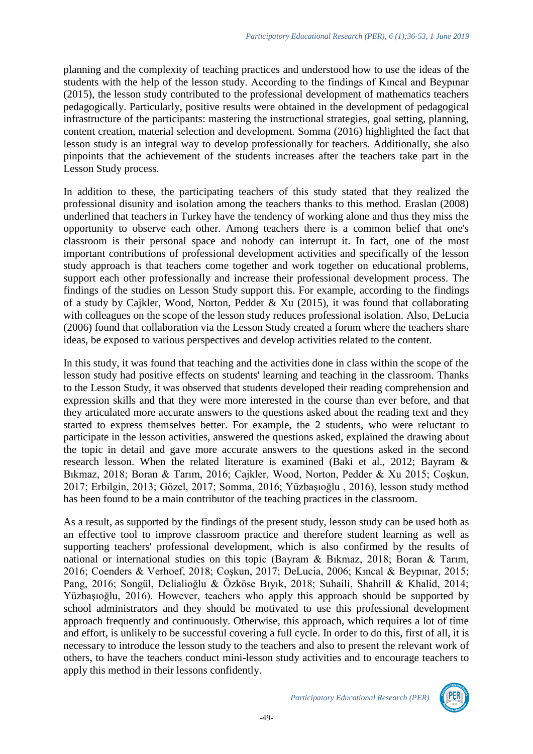planning and the complexity of teaching practices and understood how to use the ideas of the students with the help of the lesson study. According to the findings of Kıncal and Beypınar (2015), the lesson study contributed to the professional development of mathematics teachers pedagogically. Particularly, positive results were obtained in the development of pedagogical infrastructure of the participants: mastering the instructional strategies, goal setting, planning, content creation, material selection and development. Somma (2016) highlighted the fact that lesson study is an integral way to develop professionally for teachers. Additionally, she also pinpoints that the achievement of the students increases after the teachers take part in the Lesson Study process.

In addition to these, the participating teachers of this study stated that they realized the professional disunity and isolation among the teachers thanks to this method. Eraslan (2008) underlined that teachers in Turkey have the tendency of working alone and thus they miss the opportunity to observe each other. Among teachers there is a common belief that one's classroom is their personal space and nobody can interrupt it. In fact, one of the most important contributions of professional development activities and specifically of the lesson study approach is that teachers come together and work together on educational problems, support each other professionally and increase their professional development process. The findings of the studies on Lesson Study support this. For example, according to the findings of a study by Cajkler, Wood, Norton, Pedder & Xu (2015), it was found that collaborating with colleagues on the scope of the lesson study reduces professional isolation. Also, DeLucia (2006) found that collaboration via the Lesson Study created a forum where the teachers share ideas, be exposed to various perspectives and develop activities related to the content.

In this study, it was found that teaching and the activities done in class within the scope of the lesson study had positive effects on students' learning and teaching in the classroom. Thanks to the Lesson Study, it was observed that students developed their reading comprehension and expression skills and that they were more interested in the course than ever before, and that they articulated more accurate answers to the questions asked about the reading text and they started to express themselves better. For example, the 2 students, who were reluctant to participate in the lesson activities, answered the questions asked, explained the drawing about the topic in detail and gave more accurate answers to the questions asked in the second research lesson. When the related literature is examined (Baki et al., 2012; Bayram & Bıkmaz, 2018; Boran & Tarım, 2016; Cajkler, Wood, Norton, Pedder & Xu 2015; Coşkun, 2017; Erbilgin, 2013; Gözel, 2017; Somma, 2016; Yüzbaşıoğlu , 2016), lesson study method has been found to be a main contributor of the teaching practices in the classroom.

As a result, as supported by the findings of the present study, lesson study can be used both as an effective tool to improve classroom practice and therefore student learning as well as supporting teachers' professional development, which is also confirmed by the results of national or international studies on this topic (Bayram & Bıkmaz, 2018; Boran & Tarım, 2016; Coenders & Verhoef, 2018; Coşkun, 2017; DeLucia, 2006; Kıncal & Beypınar, 2015; Pang, 2016; Songül, Delialioğlu & Özköse Bıyık, 2018; Suhaili, Shahrill & Khalid, 2014; Yüzbaşıoğlu, 2016). However, teachers who apply this approach should be supported by school administrators and they should be motivated to use this professional development approach frequently and continuously. Otherwise, this approach, which requires a lot of time and effort, is unlikely to be successful covering a full cycle. In order to do this, first of all, it is necessary to introduce the lesson study to the teachers and also to present the relevant work of others, to have the teachers conduct mini-lesson study activities and to encourage teachers to apply this method in their lessons confidently.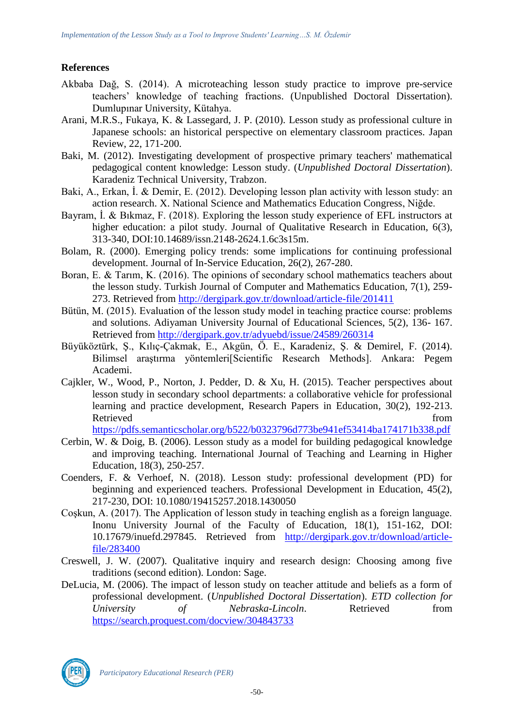## References

Akbaba Dağ, S. (2014). A microteaching lesson study practice to improve pre-service teachers' knowledge of teaching fractions. (Unpublished Doctoral Dissertation). Dumlupınar University, Kütahya.

Arani, M.R.S., Fukaya, K. & Lassegard, J. P. (2010). Lesson study as professional culture in Japanese schools: an historical perspective on elementary classroom practices. Japan Review, 22, 171-200.

Baki, M. (2012). Investigating development of prospective primary teachers' mathematical pedagogical content knowledge: Lesson study. (*Unpublished Doctoral Dissertation*). Karadeniz Technical University, Trabzon.

Baki, A., Erkan, İ. & Demir, E. (2012). Developing lesson plan activity with lesson study: an action research. X. National Science and Mathematics Education Congress, Niğde.

Bayram, İ. & Bıkmaz, F. (2018). Exploring the lesson study experience of EFL instructors at higher education: a pilot study. Journal of Qualitative Research in Education, 6(3), 313-340, DOI:10.14689/issn.2148-2624.1.6c3s15m.

Bolam, R. (2000). Emerging policy trends: some implications for continuing professional development. Journal of In-Service Education, 26(2), 267-280.

Boran, E. & Tarım, K. (2016). The opinions of secondary school mathematics teachers about the lesson study. Turkish Journal of Computer and Mathematics Education, 7(1), 259-273. Retrieved from http://dergipark.gov.tr/download/article-file/201411

Bütün, M. (2015). Evaluation of the lesson study model in teaching practice course: problems and solutions. Adiyaman University Journal of Educational Sciences, 5(2), 136- 167. Retrieved from http://dergipark.gov.tr/adyuebd/issue/24589/260314

Büyüköztürk, Ş., Kılıç-Çakmak, E., Akgün, Ö. E., Karadeniz, Ş. & Demirel, F. (2014). Bilimsel araştırma yöntemleri[Scientific Research Methods]. Ankara: Pegem Academi.

Cajkler, W., Wood, P., Norton, J. Pedder, D. & Xu, H. (2015). Teacher perspectives about lesson study in secondary school departments: a collaborative vehicle for professional learning and practice development, Research Papers in Education, 30(2), 192-213. Retrieved from https://pdfs.semanticscholar.org/b522/b0323796d773be941ef53414ba174171b338.pdf

Cerbin, W. & Doig, B. (2006). Lesson study as a model for building pedagogical knowledge and improving teaching. International Journal of Teaching and Learning in Higher Education, 18(3), 250-257.

Coenders, F. & Verhoef, N. (2018). Lesson study: professional development (PD) for beginning and experienced teachers. Professional Development in Education, 45(2), 217-230, DOI: 10.1080/19415257.2018.1430050

Coşkun, A. (2017). The Application of lesson study in teaching english as a foreign language. Inonu University Journal of the Faculty of Education, 18(1), 151-162, DOI: 10.17679/inuefd.297845. Retrieved from http://dergipark.gov.tr/download/article-file/283400

Creswell, J. W. (2007). Qualitative inquiry and research design: Choosing among five traditions (second edition). London: Sage.

DeLucia, M. (2006). The impact of lesson study on teacher attitude and beliefs as a form of professional development. (*Unpublished Doctoral Dissertation*). *ETD collection for University of Nebraska-Lincoln*. Retrieved from https://search.proquest.com/docview/304843733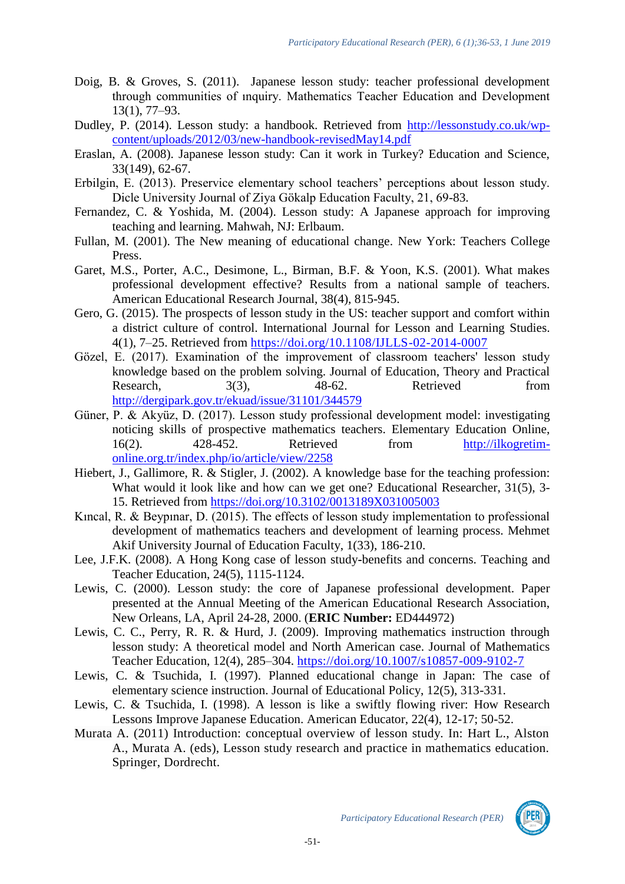Doig, B. & Groves, S. (2011). Japanese lesson study: teacher professional development through communities of ınquiry. Mathematics Teacher Education and Development 13(1), 77–93.

Dudley, P. (2014). Lesson study: a handbook. Retrieved from http://lessonstudy.co.uk/wp-content/uploads/2012/03/new-handbook-revisedMay14.pdf

Eraslan, A. (2008). Japanese lesson study: Can it work in Turkey? Education and Science, 33(149), 62-67.

Erbilgin, E. (2013). Preservice elementary school teachers' perceptions about lesson study. Dicle University Journal of Ziya Gökalp Education Faculty, 21, 69-83.

Fernandez, C. & Yoshida, M. (2004). Lesson study: A Japanese approach for improving teaching and learning. Mahwah, NJ: Erlbaum.

Fullan, M. (2001). The New meaning of educational change. New York: Teachers College Press.

Garet, M.S., Porter, A.C., Desimone, L., Birman, B.F. & Yoon, K.S. (2001). What makes professional development effective? Results from a national sample of teachers. American Educational Research Journal, 38(4), 815-945.

Gero, G. (2015). The prospects of lesson study in the US: teacher support and comfort within a district culture of control. International Journal for Lesson and Learning Studies. 4(1), 7–25. Retrieved from https://doi.org/10.1108/IJLLS-02-2014-0007

Gözel, E. (2017). Examination of the improvement of classroom teachers' lesson study knowledge based on the problem solving. Journal of Education, Theory and Practical Research, 3(3), 48-62. Retrieved from http://dergipark.gov.tr/ekuad/issue/31101/344579

Güner, P. & Akyüz, D. (2017). Lesson study professional development model: investigating noticing skills of prospective mathematics teachers. Elementary Education Online, 16(2). 428-452. Retrieved from http://ilkogretim-online.org.tr/index.php/io/article/view/2258

Hiebert, J., Gallimore, R. & Stigler, J. (2002). A knowledge base for the teaching profession: What would it look like and how can we get one? Educational Researcher, 31(5), 3-15. Retrieved from https://doi.org/10.3102/0013189X031005003

Kıncal, R. & Beypınar, D. (2015). The effects of lesson study implementation to professional development of mathematics teachers and development of learning process. Mehmet Akif University Journal of Education Faculty, 1(33), 186-210.

Lee, J.F.K. (2008). A Hong Kong case of lesson study-benefits and concerns. Teaching and Teacher Education, 24(5), 1115-1124.

Lewis, C. (2000). Lesson study: the core of Japanese professional development. Paper presented at the Annual Meeting of the American Educational Research Association, New Orleans, LA, April 24-28, 2000. (**ERIC Number:** ED444972)

Lewis, C. C., Perry, R. R. & Hurd, J. (2009). Improving mathematics instruction through lesson study: A theoretical model and North American case. Journal of Mathematics Teacher Education, 12(4), 285–304. https://doi.org/10.1007/s10857-009-9102-7

Lewis, C. & Tsuchida, I. (1997). Planned educational change in Japan: The case of elementary science instruction. Journal of Educational Policy, 12(5), 313-331.

Lewis, C. & Tsuchida, I. (1998). A lesson is like a swiftly flowing river: How Research Lessons Improve Japanese Education. American Educator, 22(4), 12-17; 50-52.

Murata A. (2011) Introduction: conceptual overview of lesson study. In: Hart L., Alston A., Murata A. (eds), Lesson study research and practice in mathematics education. Springer, Dordrecht.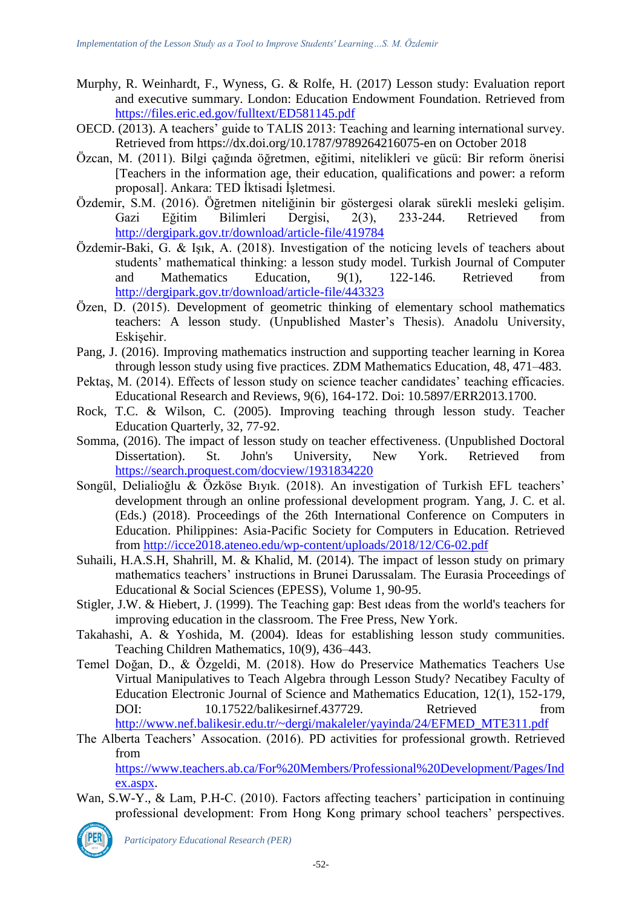Murphy, R. Weinhardt, F., Wyness, G. & Rolfe, H. (2017) Lesson study: Evaluation report and executive summary. London: Education Endowment Foundation. Retrieved from https://files.eric.ed.gov/fulltext/ED581145.pdf

OECD. (2013). A teachers' guide to TALIS 2013: Teaching and learning international survey. Retrieved from https://dx.doi.org/10.1787/9789264216075-en on October 2018

Özcan, M. (2011). Bilgi çağında öğretmen, eğitimi, nitelikleri ve gücü: Bir reform önerisi [Teachers in the information age, their education, qualifications and power: a reform proposal]. Ankara: TED İktisadi İşletmesi.

Özdemir, S.M. (2016). Öğretmen niteliğinin bir göstergesi olarak sürekli mesleki gelişim. Gazi Eğitim Bilimleri Dergisi, 2(3), 233-244. Retrieved from http://dergipark.gov.tr/download/article-file/419784

Özdemir-Baki, G. & Işık, A. (2018). Investigation of the noticing levels of teachers about students' mathematical thinking: a lesson study model. Turkish Journal of Computer and Mathematics Education, 9(1), 122-146. Retrieved from http://dergipark.gov.tr/download/article-file/443323

Özen, D. (2015). Development of geometric thinking of elementary school mathematics teachers: A lesson study. (Unpublished Master's Thesis). Anadolu University, Eskişehir.

Pang, J. (2016). Improving mathematics instruction and supporting teacher learning in Korea through lesson study using five practices. ZDM Mathematics Education, 48, 471–483.

Pektaş, M. (2014). Effects of lesson study on science teacher candidates' teaching efficacies. Educational Research and Reviews, 9(6), 164-172. Doi: 10.5897/ERR2013.1700.

Rock, T.C. & Wilson, C. (2005). Improving teaching through lesson study. Teacher Education Quarterly, 32, 77-92.

Somma, (2016). The impact of lesson study on teacher effectiveness. (Unpublished Doctoral Dissertation). St. John's University, New York. Retrieved from https://search.proquest.com/docview/1931834220

Songül, Delialioğlu & Özköse Bıyık. (2018). An investigation of Turkish EFL teachers' development through an online professional development program. Yang, J. C. et al. (Eds.) (2018). Proceedings of the 26th International Conference on Computers in Education. Philippines: Asia-Pacific Society for Computers in Education. Retrieved from http://icce2018.ateneo.edu/wp-content/uploads/2018/12/C6-02.pdf

Suhaili, H.A.S.H, Shahrill, M. & Khalid, M. (2014). The impact of lesson study on primary mathematics teachers' instructions in Brunei Darussalam. The Eurasia Proceedings of Educational & Social Sciences (EPESS), Volume 1, 90-95.

Stigler, J.W. & Hiebert, J. (1999). The Teaching gap: Best ıdeas from the world's teachers for improving education in the classroom. The Free Press, New York.

Takahashi, A. & Yoshida, M. (2004). Ideas for establishing lesson study communities. Teaching Children Mathematics, 10(9), 436–443.

Temel Doğan, D., & Özgeldi, M. (2018). How do Preservice Mathematics Teachers Use Virtual Manipulatives to Teach Algebra through Lesson Study? Necatibey Faculty of Education Electronic Journal of Science and Mathematics Education, 12(1), 152-179, DOI: 10.17522/balikesirnef.437729. Retrieved from http://www.nef.balikesir.edu.tr/~dergi/makaleler/yayinda/24/EFMED_MTE311.pdf

The Alberta Teachers' Assocation. (2016). PD activities for professional growth. Retrieved from https://www.teachers.ab.ca/For%20Members/Professional%20Development/Pages/Index.aspx.

Wan, S.W-Y., & Lam, P.H-C. (2010). Factors affecting teachers' participation in continuing professional development: From Hong Kong primary school teachers' perspectives.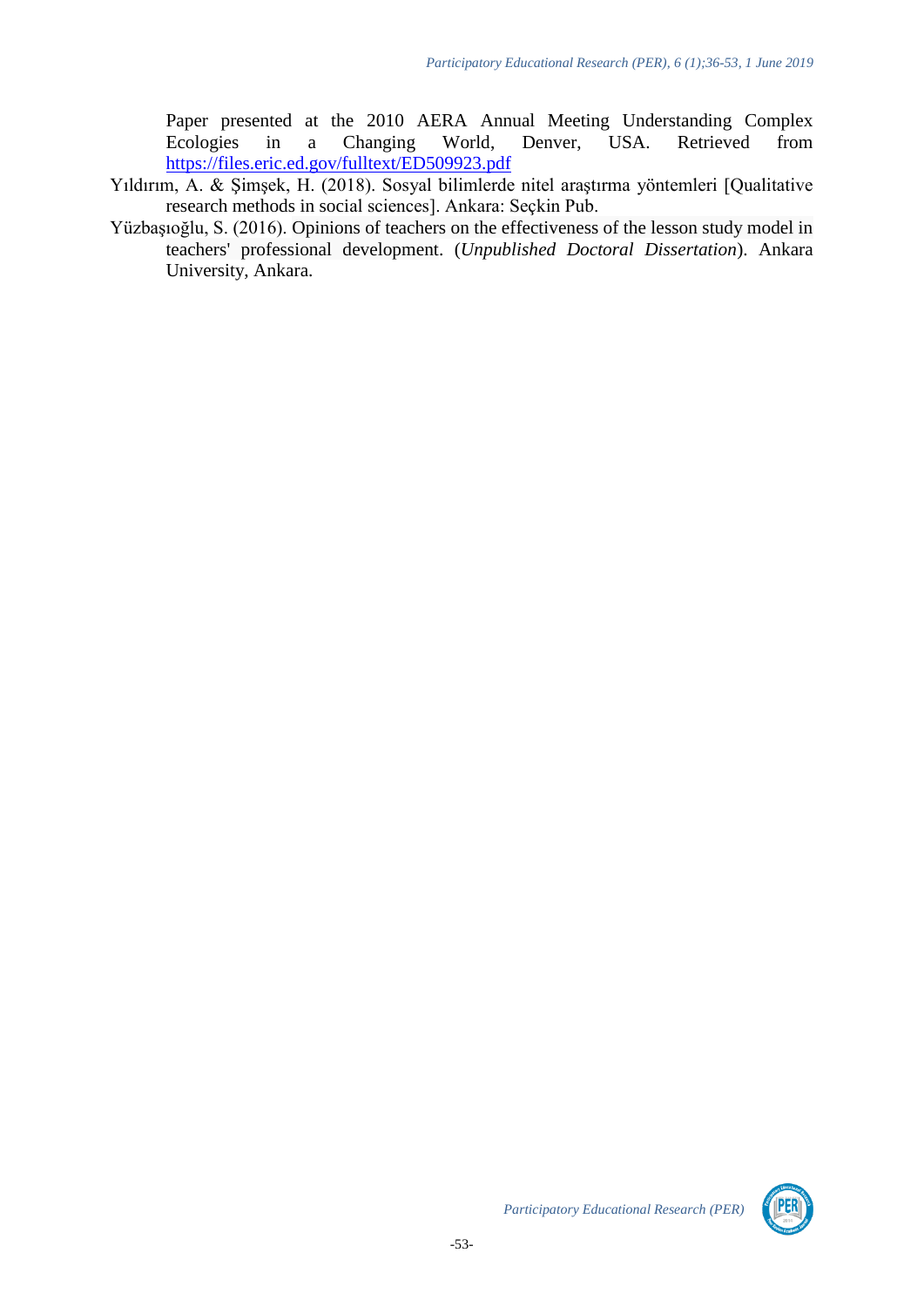Paper presented at the 2010 AERA Annual Meeting Understanding Complex Ecologies in a Changing World, Denver, USA. Retrieved from https://files.eric.ed.gov/fulltext/ED509923.pdf

Yıldırım, A. & Şimşek, H. (2018). Sosyal bilimlerde nitel araştırma yöntemleri [Qualitative research methods in social sciences]. Ankara: Seçkin Pub.

Yüzbaşıoğlu, S. (2016). Opinions of teachers on the effectiveness of the lesson study model in teachers' professional development. (*Unpublished Doctoral Dissertation*). Ankara University, Ankara.